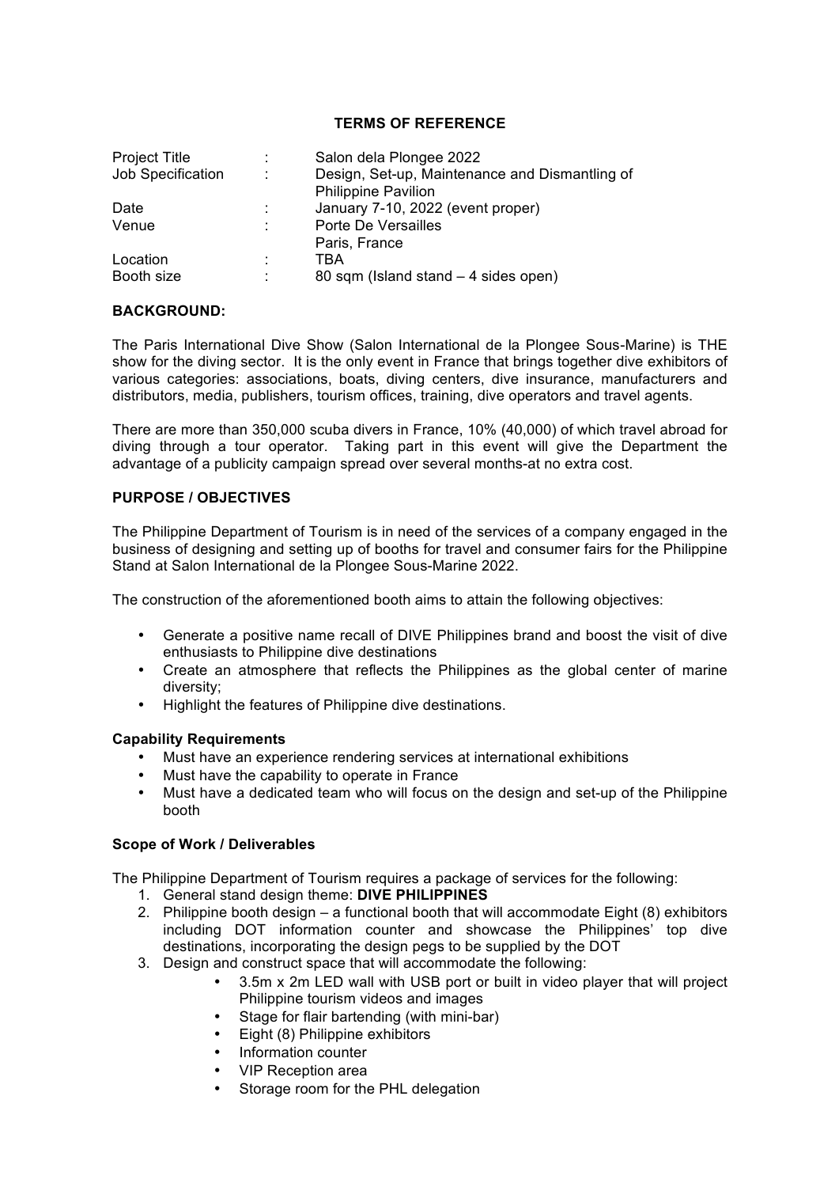# TERMS OF REFERENCE

| | | |
|---|---|---|
| Project Title | : | Salon dela Plongee 2022 |
| Job Specification | : | Design, Set-up, Maintenance and Dismantling of Philippine Pavilion |
| Date | : | January 7-10, 2022 (event proper) |
| Venue | : | Porte De Versailles Paris, France |
| Location | : | TBA |
| Booth size | : | 80 sqm (Island stand – 4 sides open) |

## BACKGROUND:

The Paris International Dive Show (Salon International de la Plongee Sous-Marine) is THE show for the diving sector. It is the only event in France that brings together dive exhibitors of various categories: associations, boats, diving centers, dive insurance, manufacturers and distributors, media, publishers, tourism offices, training, dive operators and travel agents.

There are more than 350,000 scuba divers in France, 10% (40,000) of which travel abroad for diving through a tour operator. Taking part in this event will give the Department the advantage of a publicity campaign spread over several months-at no extra cost.

## PURPOSE / OBJECTIVES

The Philippine Department of Tourism is in need of the services of a company engaged in the business of designing and setting up of booths for travel and consumer fairs for the Philippine Stand at Salon International de la Plongee Sous-Marine 2022.

The construction of the aforementioned booth aims to attain the following objectives:

- Generate a positive name recall of DIVE Philippines brand and boost the visit of dive enthusiasts to Philippine dive destinations
- Create an atmosphere that reflects the Philippines as the global center of marine diversity;
- Highlight the features of Philippine dive destinations.

### Capability Requirements

- Must have an experience rendering services at international exhibitions
- Must have the capability to operate in France
- Must have a dedicated team who will focus on the design and set-up of the Philippine booth

### Scope of Work / Deliverables

The Philippine Department of Tourism requires a package of services for the following:

1. General stand design theme: **DIVE PHILIPPINES**
2. Philippine booth design – a functional booth that will accommodate Eight (8) exhibitors including DOT information counter and showcase the Philippines' top dive destinations, incorporating the design pegs to be supplied by the DOT
3. Design and construct space that will accommodate the following:
    - 3.5m x 2m LED wall with USB port or built in video player that will project Philippine tourism videos and images
    - Stage for flair bartending (with mini-bar)
    - Eight (8) Philippine exhibitors
    - Information counter
    - VIP Reception area
    - Storage room for the PHL delegation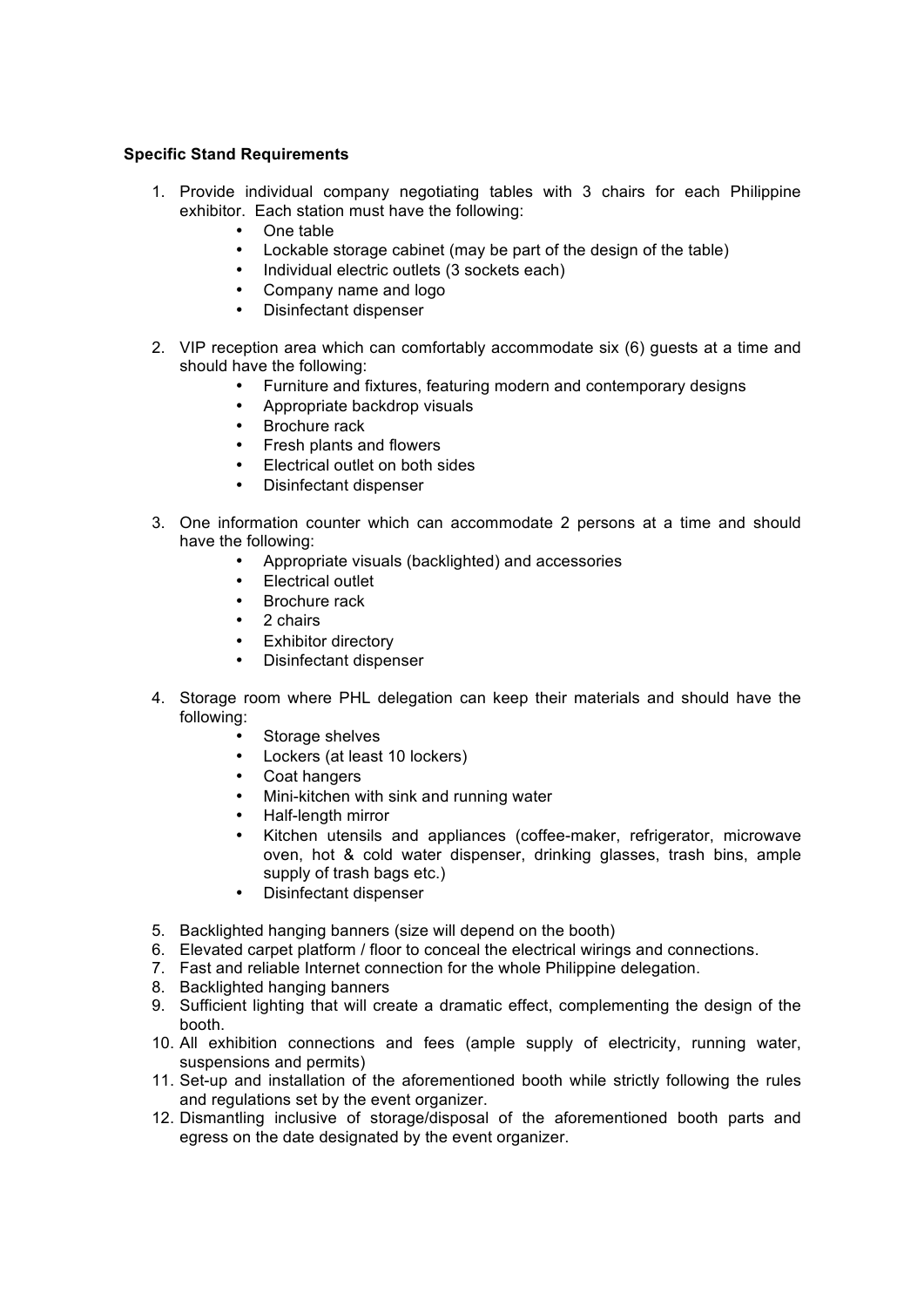**Specific Stand Requirements**

1. Provide individual company negotiating tables with 3 chairs for each Philippine exhibitor. Each station must have the following:
   - One table
   - Lockable storage cabinet (may be part of the design of the table)
   - Individual electric outlets (3 sockets each)
   - Company name and logo
   - Disinfectant dispenser

2. VIP reception area which can comfortably accommodate six (6) guests at a time and should have the following:
   - Furniture and fixtures, featuring modern and contemporary designs
   - Appropriate backdrop visuals
   - Brochure rack
   - Fresh plants and flowers
   - Electrical outlet on both sides
   - Disinfectant dispenser

3. One information counter which can accommodate 2 persons at a time and should have the following:
   - Appropriate visuals (backlighted) and accessories
   - Electrical outlet
   - Brochure rack
   - 2 chairs
   - Exhibitor directory
   - Disinfectant dispenser

4. Storage room where PHL delegation can keep their materials and should have the following:
   - Storage shelves
   - Lockers (at least 10 lockers)
   - Coat hangers
   - Mini-kitchen with sink and running water
   - Half-length mirror
   - Kitchen utensils and appliances (coffee-maker, refrigerator, microwave oven, hot & cold water dispenser, drinking glasses, trash bins, ample supply of trash bags etc.)
   - Disinfectant dispenser

5. Backlighted hanging banners (size will depend on the booth)
6. Elevated carpet platform / floor to conceal the electrical wirings and connections.
7. Fast and reliable Internet connection for the whole Philippine delegation.
8. Backlighted hanging banners
9. Sufficient lighting that will create a dramatic effect, complementing the design of the booth.
10. All exhibition connections and fees (ample supply of electricity, running water, suspensions and permits)
11. Set-up and installation of the aforementioned booth while strictly following the rules and regulations set by the event organizer.
12. Dismantling inclusive of storage/disposal of the aforementioned booth parts and egress on the date designated by the event organizer.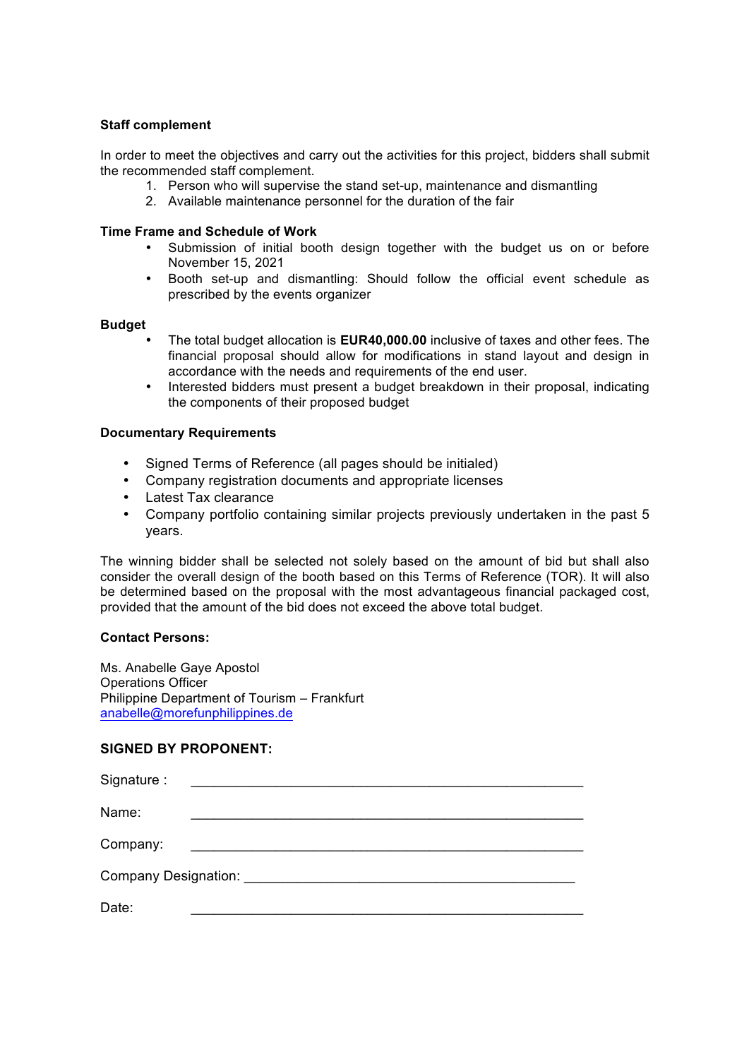**Staff complement**

In order to meet the objectives and carry out the activities for this project, bidders shall submit the recommended staff complement.

1. Person who will supervise the stand set-up, maintenance and dismantling
2. Available maintenance personnel for the duration of the fair

**Time Frame and Schedule of Work**

- Submission of initial booth design together with the budget us on or before November 15, 2021
- Booth set-up and dismantling: Should follow the official event schedule as prescribed by the events organizer

**Budget**

- The total budget allocation is **EUR40,000.00** inclusive of taxes and other fees. The financial proposal should allow for modifications in stand layout and design in accordance with the needs and requirements of the end user.
- Interested bidders must present a budget breakdown in their proposal, indicating the components of their proposed budget

**Documentary Requirements**

- Signed Terms of Reference (all pages should be initialed)
- Company registration documents and appropriate licenses
- Latest Tax clearance
- Company portfolio containing similar projects previously undertaken in the past 5 years.

The winning bidder shall be selected not solely based on the amount of bid but shall also consider the overall design of the booth based on this Terms of Reference (TOR). It will also be determined based on the proposal with the most advantageous financial packaged cost, provided that the amount of the bid does not exceed the above total budget.

**Contact Persons:**

Ms. Anabelle Gaye Apostol
Operations Officer
Philippine Department of Tourism – Frankfurt
anabelle@morefunphilippines.de

**SIGNED BY PROPONENT:**

Signature : ______________________________________________

Name: ______________________________________________

Company: ______________________________________________

Company Designation: ________________________________________

Date: ______________________________________________